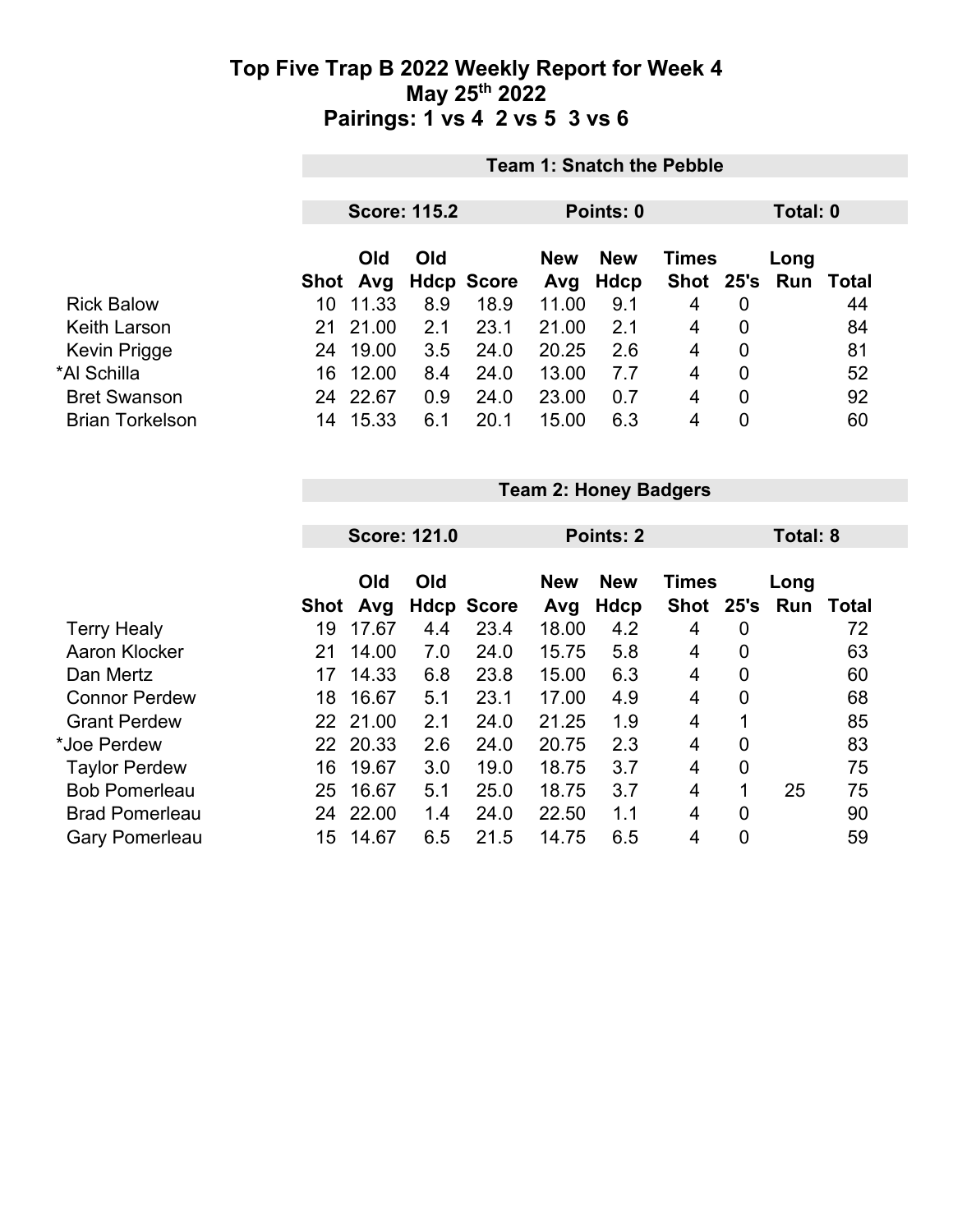# Top Five Trap B 2022 Weekly Report for Week 4

## May 25th 2022

## Pairings: 1 vs 4  2 vs 5  3 vs 6

### Team 1: Snatch the Pebble

**Score: 115.2** | **Points: 0** | **Total: 0**

| | Shot | Old Avg | Old Hdcp | Score | New Avg | New Hdcp | Times Shot | 25's | Long Run | Total |
|---|---|---|---|---|---|---|---|---|---|---|
| Rick Balow | 10 | 11.33 | 8.9 | 18.9 | 11.00 | 9.1 | 4 | 0 | | 44 |
| Keith Larson | 21 | 21.00 | 2.1 | 23.1 | 21.00 | 2.1 | 4 | 0 | | 84 |
| Kevin Prigge | 24 | 19.00 | 3.5 | 24.0 | 20.25 | 2.6 | 4 | 0 | | 81 |
| *Al Schilla | 16 | 12.00 | 8.4 | 24.0 | 13.00 | 7.7 | 4 | 0 | | 52 |
| Bret Swanson | 24 | 22.67 | 0.9 | 24.0 | 23.00 | 0.7 | 4 | 0 | | 92 |
| Brian Torkelson | 14 | 15.33 | 6.1 | 20.1 | 15.00 | 6.3 | 4 | 0 | | 60 |

### Team 2: Honey Badgers

**Score: 121.0** | **Points: 2** | **Total: 8**

| | Shot | Old Avg | Old Hdcp | Score | New Avg | New Hdcp | Times Shot | 25's | Long Run | Total |
|---|---|---|---|---|---|---|---|---|---|---|
| Terry Healy | 19 | 17.67 | 4.4 | 23.4 | 18.00 | 4.2 | 4 | 0 | | 72 |
| Aaron Klocker | 21 | 14.00 | 7.0 | 24.0 | 15.75 | 5.8 | 4 | 0 | | 63 |
| Dan Mertz | 17 | 14.33 | 6.8 | 23.8 | 15.00 | 6.3 | 4 | 0 | | 60 |
| Connor Perdew | 18 | 16.67 | 5.1 | 23.1 | 17.00 | 4.9 | 4 | 0 | | 68 |
| Grant Perdew | 22 | 21.00 | 2.1 | 24.0 | 21.25 | 1.9 | 4 | 1 | | 85 |
| *Joe Perdew | 22 | 20.33 | 2.6 | 24.0 | 20.75 | 2.3 | 4 | 0 | | 83 |
| Taylor Perdew | 16 | 19.67 | 3.0 | 19.0 | 18.75 | 3.7 | 4 | 0 | | 75 |
| Bob Pomerleau | 25 | 16.67 | 5.1 | 25.0 | 18.75 | 3.7 | 4 | 1 | 25 | 75 |
| Brad Pomerleau | 24 | 22.00 | 1.4 | 24.0 | 22.50 | 1.1 | 4 | 0 | | 90 |
| Gary Pomerleau | 15 | 14.67 | 6.5 | 21.5 | 14.75 | 6.5 | 4 | 0 | | 59 |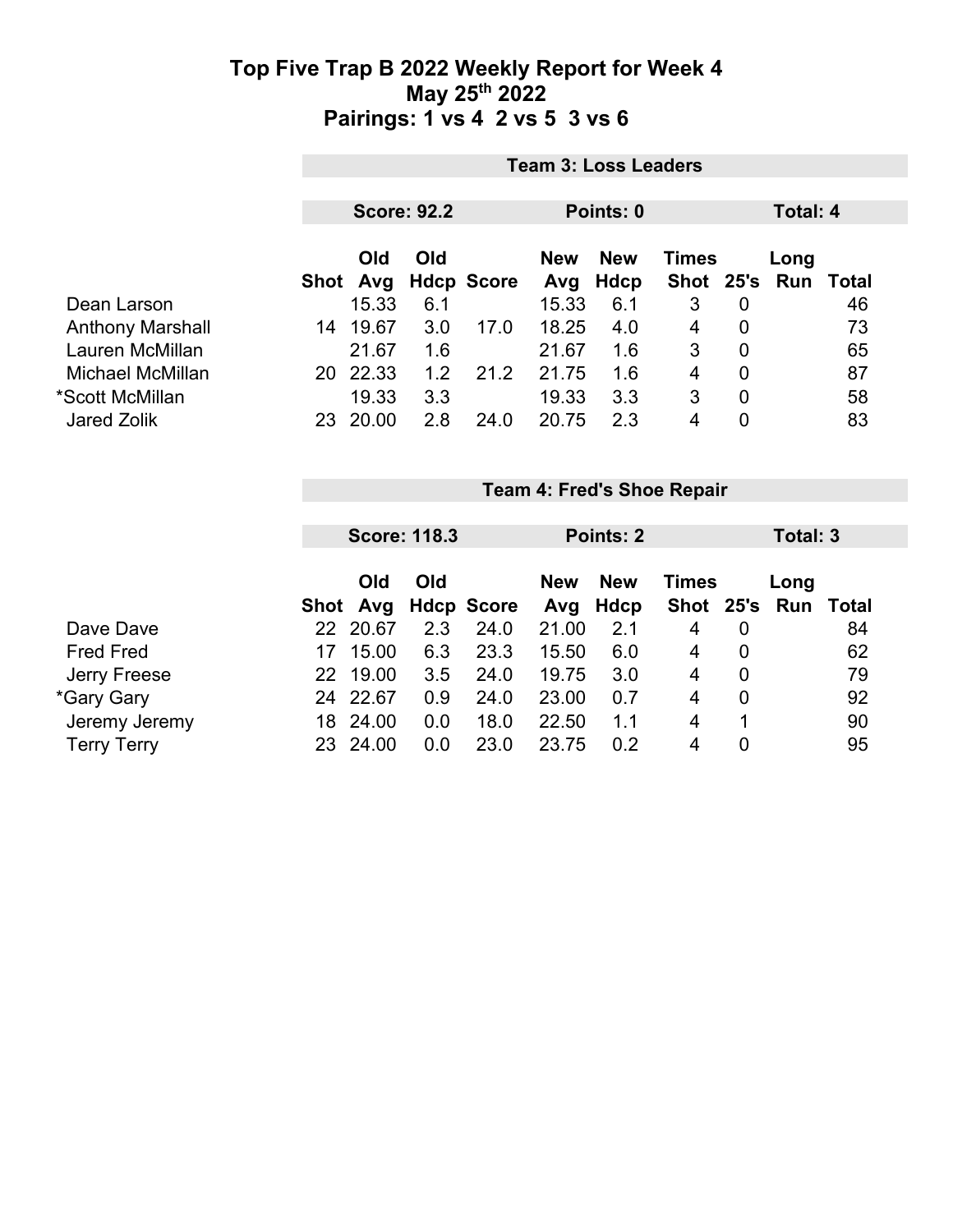# Top Five Trap B 2022 Weekly Report for Week 4
## May 25th 2022
## Pairings: 1 vs 4 2 vs 5 3 vs 6

### Team 3: Loss Leaders

**Score: 92.2** | **Points: 0** | **Total: 4**

| | Shot | Old Avg | Old Hdcp | Score | New Avg | New Hdcp | Times Shot | 25's | Long Run | Total |
|---|---|---|---|---|---|---|---|---|---|---|
| Dean Larson | | 15.33 | 6.1 | | 15.33 | 6.1 | 3 | 0 | | 46 |
| Anthony Marshall | 14 | 19.67 | 3.0 | 17.0 | 18.25 | 4.0 | 4 | 0 | | 73 |
| Lauren McMillan | | 21.67 | 1.6 | | 21.67 | 1.6 | 3 | 0 | | 65 |
| Michael McMillan | 20 | 22.33 | 1.2 | 21.2 | 21.75 | 1.6 | 4 | 0 | | 87 |
| *Scott McMillan | | 19.33 | 3.3 | | 19.33 | 3.3 | 3 | 0 | | 58 |
| Jared Zolik | 23 | 20.00 | 2.8 | 24.0 | 20.75 | 2.3 | 4 | 0 | | 83 |

### Team 4: Fred's Shoe Repair

**Score: 118.3** | **Points: 2** | **Total: 3**

| | Shot | Old Avg | Old Hdcp | Score | New Avg | New Hdcp | Times Shot | 25's | Long Run | Total |
|---|---|---|---|---|---|---|---|---|---|---|
| Dave Dave | 22 | 20.67 | 2.3 | 24.0 | 21.00 | 2.1 | 4 | 0 | | 84 |
| Fred Fred | 17 | 15.00 | 6.3 | 23.3 | 15.50 | 6.0 | 4 | 0 | | 62 |
| Jerry Freese | 22 | 19.00 | 3.5 | 24.0 | 19.75 | 3.0 | 4 | 0 | | 79 |
| *Gary Gary | 24 | 22.67 | 0.9 | 24.0 | 23.00 | 0.7 | 4 | 0 | | 92 |
| Jeremy Jeremy | 18 | 24.00 | 0.0 | 18.0 | 22.50 | 1.1 | 4 | 1 | | 90 |
| Terry Terry | 23 | 24.00 | 0.0 | 23.0 | 23.75 | 0.2 | 4 | 0 | | 95 |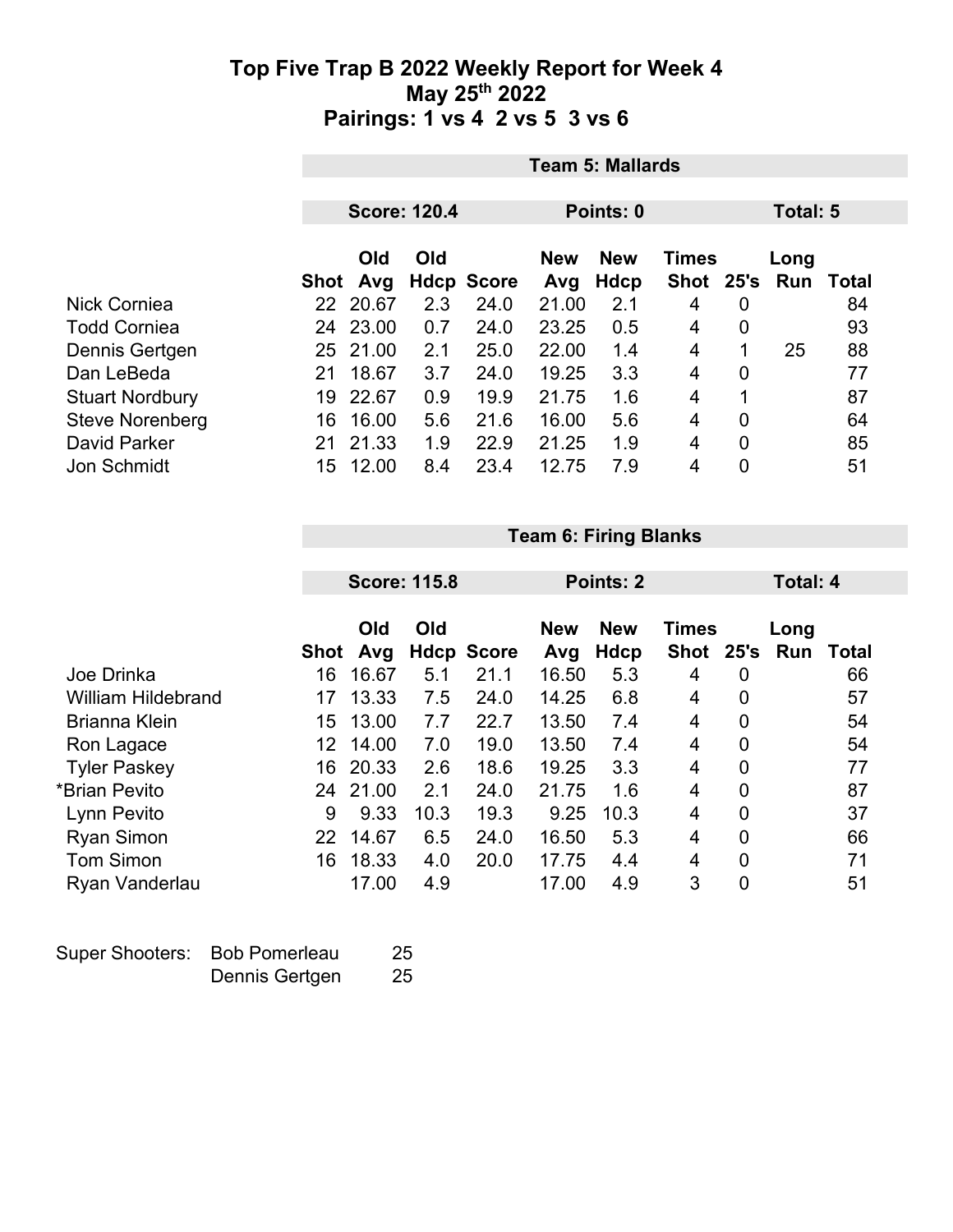# Top Five Trap B 2022 Weekly Report for Week 4
## May 25th 2022
## Pairings: 1 vs 4 2 vs 5 3 vs 6

**Team 5: Mallards**

**Score: 120.4** | **Points: 0** | **Total: 5**

| | Shot | Old Avg | Old Hdcp | Score | New Avg | New Hdcp | Times Shot | 25's | Long Run | Total |
|---|---|---|---|---|---|---|---|---|---|---|
| Nick Corniea | 22 | 20.67 | 2.3 | 24.0 | 21.00 | 2.1 | 4 | 0 | | 84 |
| Todd Corniea | 24 | 23.00 | 0.7 | 24.0 | 23.25 | 0.5 | 4 | 0 | | 93 |
| Dennis Gertgen | 25 | 21.00 | 2.1 | 25.0 | 22.00 | 1.4 | 4 | 1 | 25 | 88 |
| Dan LeBeda | 21 | 18.67 | 3.7 | 24.0 | 19.25 | 3.3 | 4 | 0 | | 77 |
| Stuart Nordbury | 19 | 22.67 | 0.9 | 19.9 | 21.75 | 1.6 | 4 | 1 | | 87 |
| Steve Norenberg | 16 | 16.00 | 5.6 | 21.6 | 16.00 | 5.6 | 4 | 0 | | 64 |
| David Parker | 21 | 21.33 | 1.9 | 22.9 | 21.25 | 1.9 | 4 | 0 | | 85 |
| Jon Schmidt | 15 | 12.00 | 8.4 | 23.4 | 12.75 | 7.9 | 4 | 0 | | 51 |

**Team 6: Firing Blanks**

**Score: 115.8** | **Points: 2** | **Total: 4**

| | Shot | Old Avg | Old Hdcp | Score | New Avg | New Hdcp | Times Shot | 25's | Long Run | Total |
|---|---|---|---|---|---|---|---|---|---|---|
| Joe Drinka | 16 | 16.67 | 5.1 | 21.1 | 16.50 | 5.3 | 4 | 0 | | 66 |
| William Hildebrand | 17 | 13.33 | 7.5 | 24.0 | 14.25 | 6.8 | 4 | 0 | | 57 |
| Brianna Klein | 15 | 13.00 | 7.7 | 22.7 | 13.50 | 7.4 | 4 | 0 | | 54 |
| Ron Lagace | 12 | 14.00 | 7.0 | 19.0 | 13.50 | 7.4 | 4 | 0 | | 54 |
| Tyler Paskey | 16 | 20.33 | 2.6 | 18.6 | 19.25 | 3.3 | 4 | 0 | | 77 |
| *Brian Pevito | 24 | 21.00 | 2.1 | 24.0 | 21.75 | 1.6 | 4 | 0 | | 87 |
| Lynn Pevito | 9 | 9.33 | 10.3 | 19.3 | 9.25 | 10.3 | 4 | 0 | | 37 |
| Ryan Simon | 22 | 14.67 | 6.5 | 24.0 | 16.50 | 5.3 | 4 | 0 | | 66 |
| Tom Simon | 16 | 18.33 | 4.0 | 20.0 | 17.75 | 4.4 | 4 | 0 | | 71 |
| Ryan Vanderlau | | 17.00 | 4.9 | | 17.00 | 4.9 | 3 | 0 | | 51 |

| Super Shooters: | Bob Pomerleau | 25 |
|---|---|---|
| | Dennis Gertgen | 25 |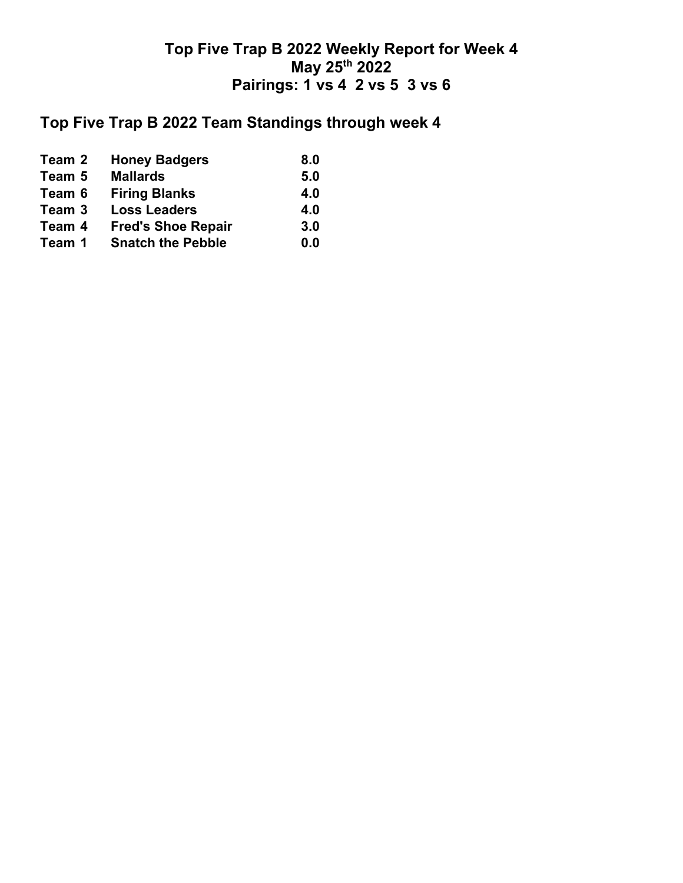# Top Five Trap B 2022 Weekly Report for Week 4
## May 25th 2022
## Pairings: 1 vs 4  2 vs 5  3 vs 6

## Top Five Trap B 2022 Team Standings through week 4

| | | |
|---|---|---|
| **Team 2** | **Honey Badgers** | **8.0** |
| **Team 5** | **Mallards** | **5.0** |
| **Team 6** | **Firing Blanks** | **4.0** |
| **Team 3** | **Loss Leaders** | **4.0** |
| **Team 4** | **Fred's Shoe Repair** | **3.0** |
| **Team 1** | **Snatch the Pebble** | **0.0** |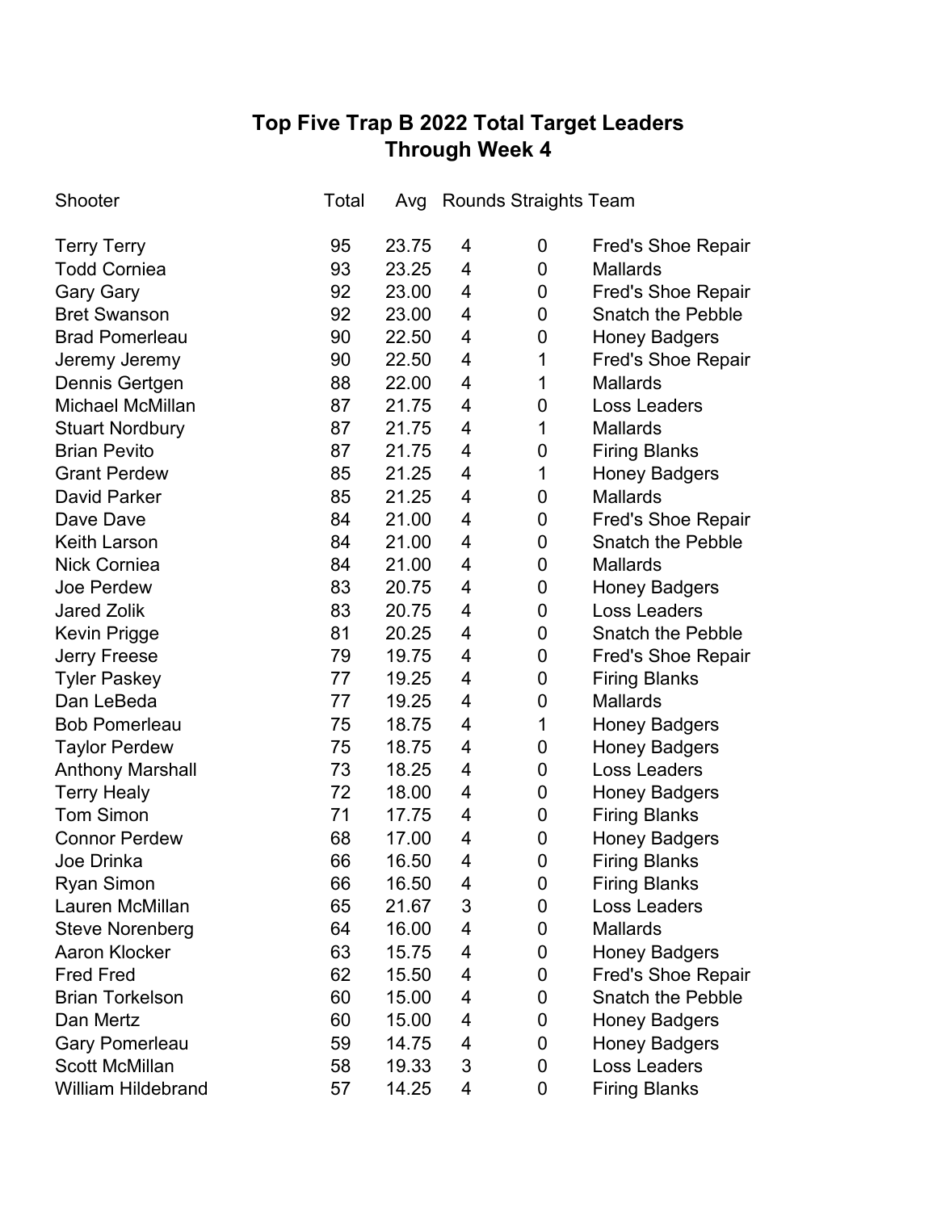# Top Five Trap B 2022 Total Target Leaders
## Through Week 4

| Shooter | Total | Avg | Rounds | Straights | Team |
|---|---|---|---|---|---|
| Terry Terry | 95 | 23.75 | 4 | 0 | Fred's Shoe Repair |
| Todd Corniea | 93 | 23.25 | 4 | 0 | Mallards |
| Gary Gary | 92 | 23.00 | 4 | 0 | Fred's Shoe Repair |
| Bret Swanson | 92 | 23.00 | 4 | 0 | Snatch the Pebble |
| Brad Pomerleau | 90 | 22.50 | 4 | 0 | Honey Badgers |
| Jeremy Jeremy | 90 | 22.50 | 4 | 1 | Fred's Shoe Repair |
| Dennis Gertgen | 88 | 22.00 | 4 | 1 | Mallards |
| Michael McMillan | 87 | 21.75 | 4 | 0 | Loss Leaders |
| Stuart Nordbury | 87 | 21.75 | 4 | 1 | Mallards |
| Brian Pevito | 87 | 21.75 | 4 | 0 | Firing Blanks |
| Grant Perdew | 85 | 21.25 | 4 | 1 | Honey Badgers |
| David Parker | 85 | 21.25 | 4 | 0 | Mallards |
| Dave Dave | 84 | 21.00 | 4 | 0 | Fred's Shoe Repair |
| Keith Larson | 84 | 21.00 | 4 | 0 | Snatch the Pebble |
| Nick Corniea | 84 | 21.00 | 4 | 0 | Mallards |
| Joe Perdew | 83 | 20.75 | 4 | 0 | Honey Badgers |
| Jared Zolik | 83 | 20.75 | 4 | 0 | Loss Leaders |
| Kevin Prigge | 81 | 20.25 | 4 | 0 | Snatch the Pebble |
| Jerry Freese | 79 | 19.75 | 4 | 0 | Fred's Shoe Repair |
| Tyler Paskey | 77 | 19.25 | 4 | 0 | Firing Blanks |
| Dan LeBeda | 77 | 19.25 | 4 | 0 | Mallards |
| Bob Pomerleau | 75 | 18.75 | 4 | 1 | Honey Badgers |
| Taylor Perdew | 75 | 18.75 | 4 | 0 | Honey Badgers |
| Anthony Marshall | 73 | 18.25 | 4 | 0 | Loss Leaders |
| Terry Healy | 72 | 18.00 | 4 | 0 | Honey Badgers |
| Tom Simon | 71 | 17.75 | 4 | 0 | Firing Blanks |
| Connor Perdew | 68 | 17.00 | 4 | 0 | Honey Badgers |
| Joe Drinka | 66 | 16.50 | 4 | 0 | Firing Blanks |
| Ryan Simon | 66 | 16.50 | 4 | 0 | Firing Blanks |
| Lauren McMillan | 65 | 21.67 | 3 | 0 | Loss Leaders |
| Steve Norenberg | 64 | 16.00 | 4 | 0 | Mallards |
| Aaron Klocker | 63 | 15.75 | 4 | 0 | Honey Badgers |
| Fred Fred | 62 | 15.50 | 4 | 0 | Fred's Shoe Repair |
| Brian Torkelson | 60 | 15.00 | 4 | 0 | Snatch the Pebble |
| Dan Mertz | 60 | 15.00 | 4 | 0 | Honey Badgers |
| Gary Pomerleau | 59 | 14.75 | 4 | 0 | Honey Badgers |
| Scott McMillan | 58 | 19.33 | 3 | 0 | Loss Leaders |
| William Hildebrand | 57 | 14.25 | 4 | 0 | Firing Blanks |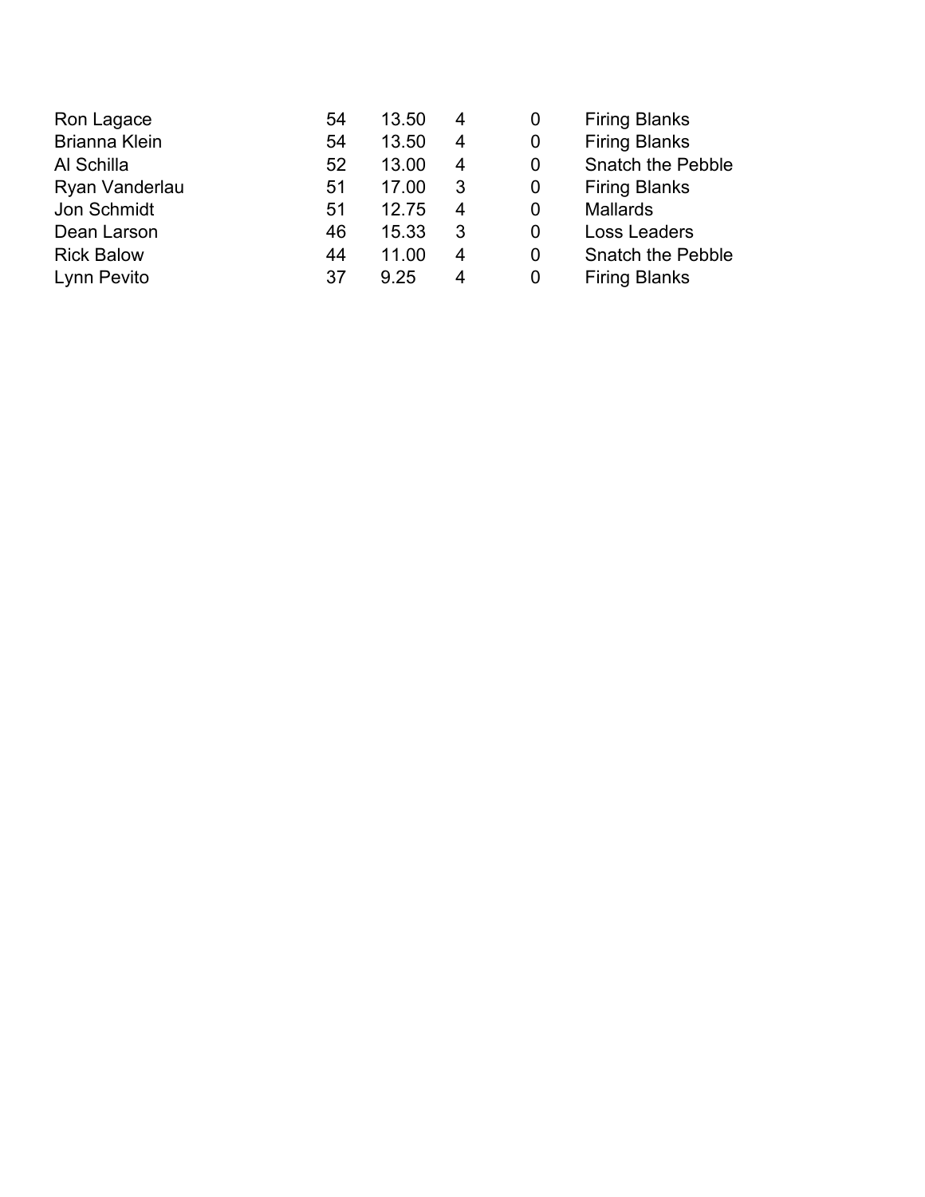| | | | | | |
|---|---|---|---|---|---|
| Ron Lagace | 54 | 13.50 | 4 | 0 | Firing Blanks |
| Brianna Klein | 54 | 13.50 | 4 | 0 | Firing Blanks |
| Al Schilla | 52 | 13.00 | 4 | 0 | Snatch the Pebble |
| Ryan Vanderlau | 51 | 17.00 | 3 | 0 | Firing Blanks |
| Jon Schmidt | 51 | 12.75 | 4 | 0 | Mallards |
| Dean Larson | 46 | 15.33 | 3 | 0 | Loss Leaders |
| Rick Balow | 44 | 11.00 | 4 | 0 | Snatch the Pebble |
| Lynn Pevito | 37 | 9.25 | 4 | 0 | Firing Blanks |